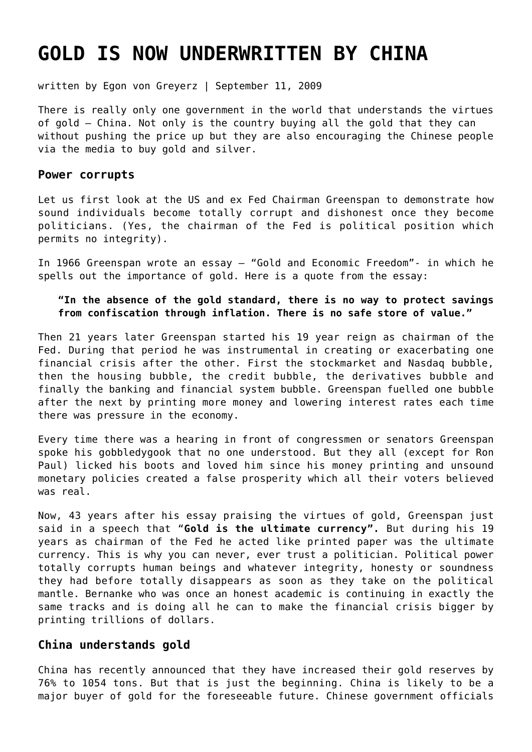# GOLD IS NOW UNDERWRITTEN BY CHINA

written by Egon von Greyerz | September 11, 2009

There is really only one government in the world that understands the virtues of gold – China. Not only is the country buying all the gold that they can without pushing the price up but they are also encouraging the Chinese people via the media to buy gold and silver.

### Power corrupts

Let us first look at the US and ex Fed Chairman Greenspan to demonstrate how sound individuals become totally corrupt and dishonest once they become politicians. (Yes, the chairman of the Fed is political position which permits no integrity).

In 1966 Greenspan wrote an essay – "Gold and Economic Freedom"- in which he spells out the importance of gold. Here is a quote from the essay:

> **"In the absence of the gold standard, there is no way to protect savings from confiscation through inflation. There is no safe store of value."**

Then 21 years later Greenspan started his 19 year reign as chairman of the Fed. During that period he was instrumental in creating or exacerbating one financial crisis after the other. First the stockmarket and Nasdaq bubble, then the housing bubble, the credit bubble, the derivatives bubble and finally the banking and financial system bubble. Greenspan fuelled one bubble after the next by printing more money and lowering interest rates each time there was pressure in the economy.

Every time there was a hearing in front of congressmen or senators Greenspan spoke his gobbledygook that no one understood. But they all (except for Ron Paul) licked his boots and loved him since his money printing and unsound monetary policies created a false prosperity which all their voters believed was real.

Now, 43 years after his essay praising the virtues of gold, Greenspan just said in a speech that "**Gold is the ultimate currency".** But during his 19 years as chairman of the Fed he acted like printed paper was the ultimate currency. This is why you can never, ever trust a politician. Political power totally corrupts human beings and whatever integrity, honesty or soundness they had before totally disappears as soon as they take on the political mantle. Bernanke who was once an honest academic is continuing in exactly the same tracks and is doing all he can to make the financial crisis bigger by printing trillions of dollars.

### China understands gold

China has recently announced that they have increased their gold reserves by 76% to 1054 tons. But that is just the beginning. China is likely to be a major buyer of gold for the foreseeable future. Chinese government officials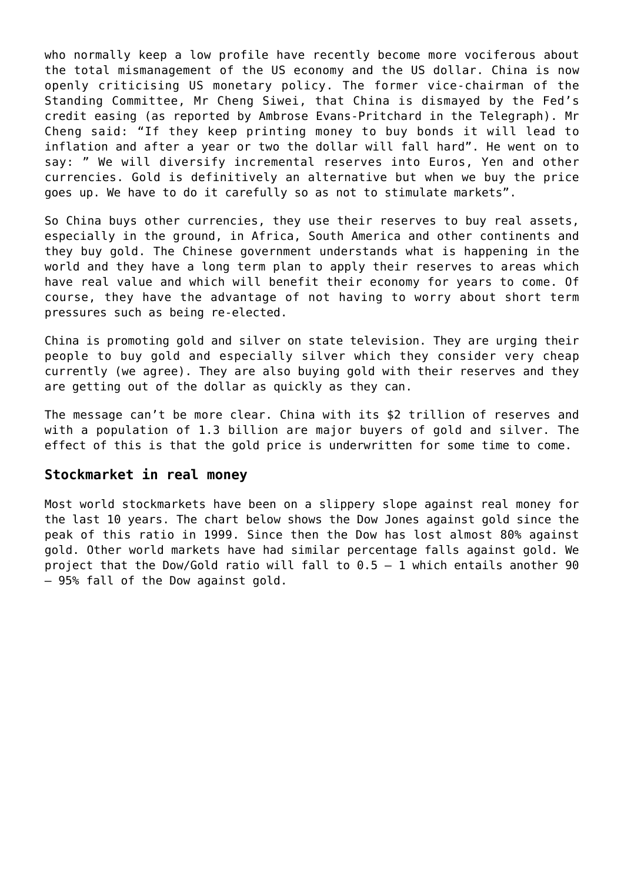who normally keep a low profile have recently become more vociferous about the total mismanagement of the US economy and the US dollar. China is now openly criticising US monetary policy. The former vice-chairman of the Standing Committee, Mr Cheng Siwei, that China is dismayed by the Fed's credit easing (as reported by Ambrose Evans-Pritchard in the Telegraph). Mr Cheng said: "If they keep printing money to buy bonds it will lead to inflation and after a year or two the dollar will fall hard". He went on to say: " We will diversify incremental reserves into Euros, Yen and other currencies. Gold is definitively an alternative but when we buy the price goes up. We have to do it carefully so as not to stimulate markets".

So China buys other currencies, they use their reserves to buy real assets, especially in the ground, in Africa, South America and other continents and they buy gold. The Chinese government understands what is happening in the world and they have a long term plan to apply their reserves to areas which have real value and which will benefit their economy for years to come. Of course, they have the advantage of not having to worry about short term pressures such as being re-elected.

China is promoting gold and silver on state television. They are urging their people to buy gold and especially silver which they consider very cheap currently (we agree). They are also buying gold with their reserves and they are getting out of the dollar as quickly as they can.

The message can't be more clear. China with its $2 trillion of reserves and with a population of 1.3 billion are major buyers of gold and silver. The effect of this is that the gold price is underwritten for some time to come.

### Stockmarket in real money

Most world stockmarkets have been on a slippery slope against real money for the last 10 years. The chart below shows the Dow Jones against gold since the peak of this ratio in 1999. Since then the Dow has lost almost 80% against gold. Other world markets have had similar percentage falls against gold. We project that the Dow/Gold ratio will fall to 0.5 – 1 which entails another 90 – 95% fall of the Dow against gold.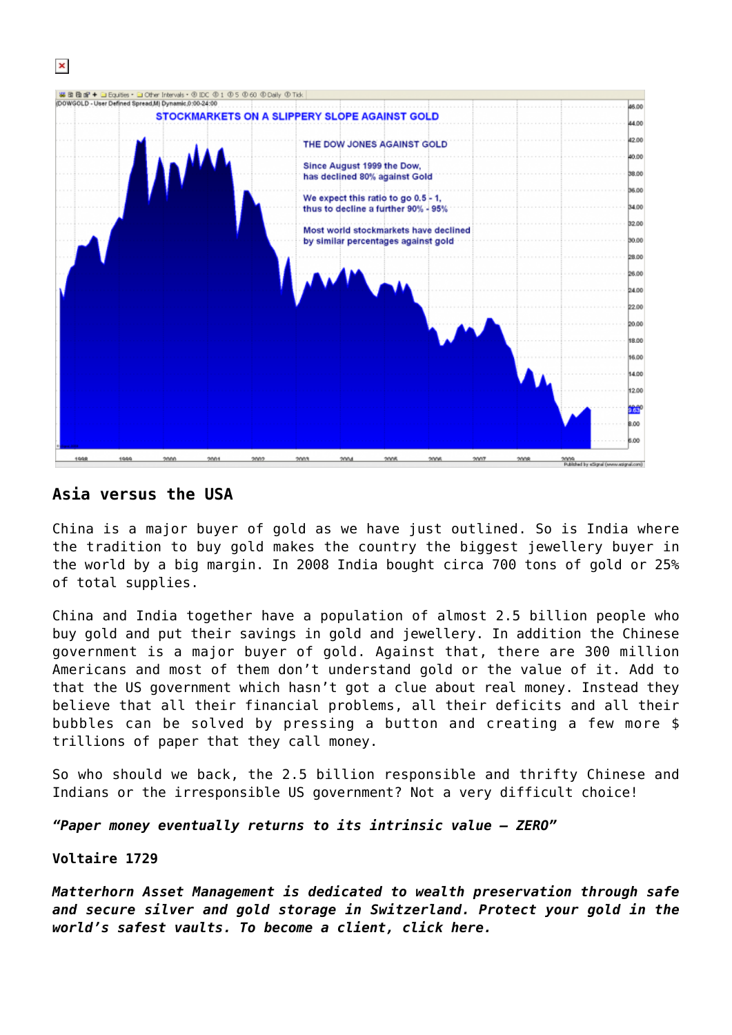STOCKMARKETS ON A SLIPPERY SLOPE AGAINST GOLD

THE DOW JONES AGAINST GOLD

Since August 1999 the Dow, has declined 80% against Gold

We expect this ratio to go 0.5 - 1, thus to decline a further 90% - 95%

Most world stockmarkets have declined by similar percentages against gold

## Asia versus the USA

China is a major buyer of gold as we have just outlined. So is India where the tradition to buy gold makes the country the biggest jewellery buyer in the world by a big margin. In 2008 India bought circa 700 tons of gold or 25% of total supplies.

China and India together have a population of almost 2.5 billion people who buy gold and put their savings in gold and jewellery. In addition the Chinese government is a major buyer of gold. Against that, there are 300 million Americans and most of them don't understand gold or the value of it. Add to that the US government which hasn't got a clue about real money. Instead they believe that all their financial problems, all their deficits and all their bubbles can be solved by pressing a button and creating a few more $ trillions of paper that they call money.

So who should we back, the 2.5 billion responsible and thrifty Chinese and Indians or the irresponsible US government? Not a very difficult choice!

***"Paper money eventually returns to its intrinsic value – ZERO"***

**Voltaire 1729**

***Matterhorn Asset Management is dedicated to wealth preservation through safe and secure silver and gold storage in Switzerland. Protect your gold in the world's safest vaults. To become a client, click here.***